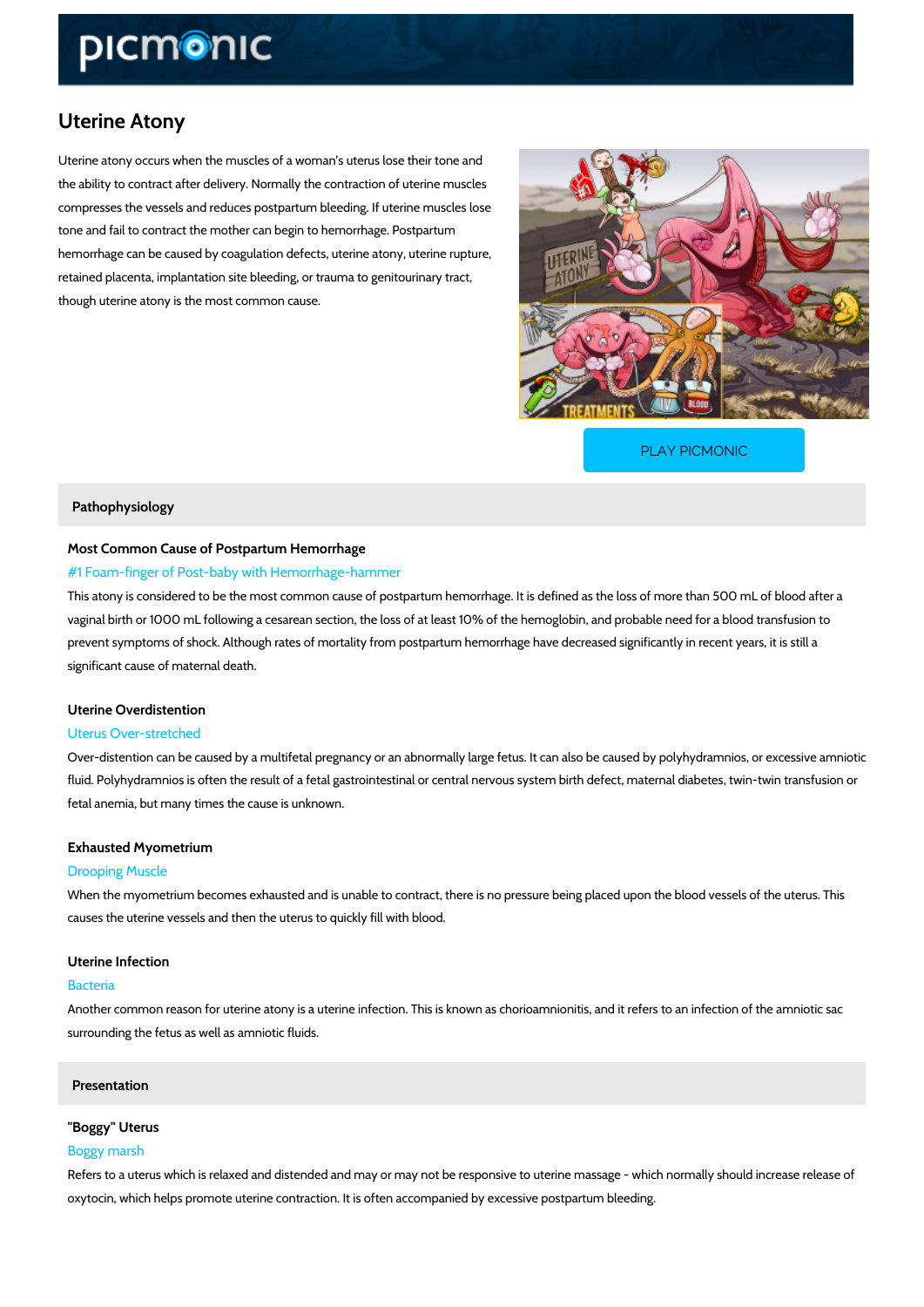# Uterine Atony

Uterine atony occurs when the muscles of a woman's uterus lose their tone and the ability to contract after delivery. Normally the contraction of uterine muscles compresses the vessels and reduces postpartum bleeding. If uterine muscles lose tone and fail to contract the mother can begin to hemorrhage. Postpartum hemorrhage can be caused by coagulation defects, uterine atony, uterine rupture, retained placenta, implantation site bleeding, or trauma to genitourinary tract, though uterine atony is the most common cause.

PLAY PICMONIC

## Pathophysiology

### Most Common Cause of Postpartum Hemorrhage

#1 Foam-finger of Post-baby with Hemorrhage-hammer

This atony is considered to be the most common cause of postpartum hemorrhage. It is defined as the loss of more than 500 mL of blood after a vaginal birth or 1000 mL following a cesarean section, the loss of at least 10% of the hemoglobin, and probable need for a blood transfusion to prevent symptoms of shock. Although rates of mortality from postpartum hemorrhage have decreased significantly in recent years, it is still a significant cause of maternal death.

### Uterine Overdistention

Uterus Over-stretched

Over-distention can be caused by a multifetal pregnancy or an abnormally large fetus. It can also be caused by polyhydramnios, or excessive amniotic fluid. Polyhydramnios is often the result of a fetal gastrointestinal or central nervous system birth defect, maternal diabetes, twin-twin transfusion or fetal anemia, but many times the cause is unknown.

### Exhausted Myometrium

Drooping Muscle

When the myometrium becomes exhausted and is unable to contract, there is no pressure being placed upon the blood vessels of the uterus. This causes the uterine vessels and then the uterus to quickly fill with blood.

### Uterine Infection

Bacteria

Another common reason for uterine atony is a uterine infection. This is known as chorioamnionitis, and it refers to an infection of the amniotic sac surrounding the fetus as well as amniotic fluids.

## Presentation

### "Boggy" Uterus

Boggy marsh

Refers to a uterus which is relaxed and distended and may or may not be responsive to uterine massage - which normally should increase release of oxytocin, which helps promote uterine contraction. It is often accompanied by excessive postpartum bleeding.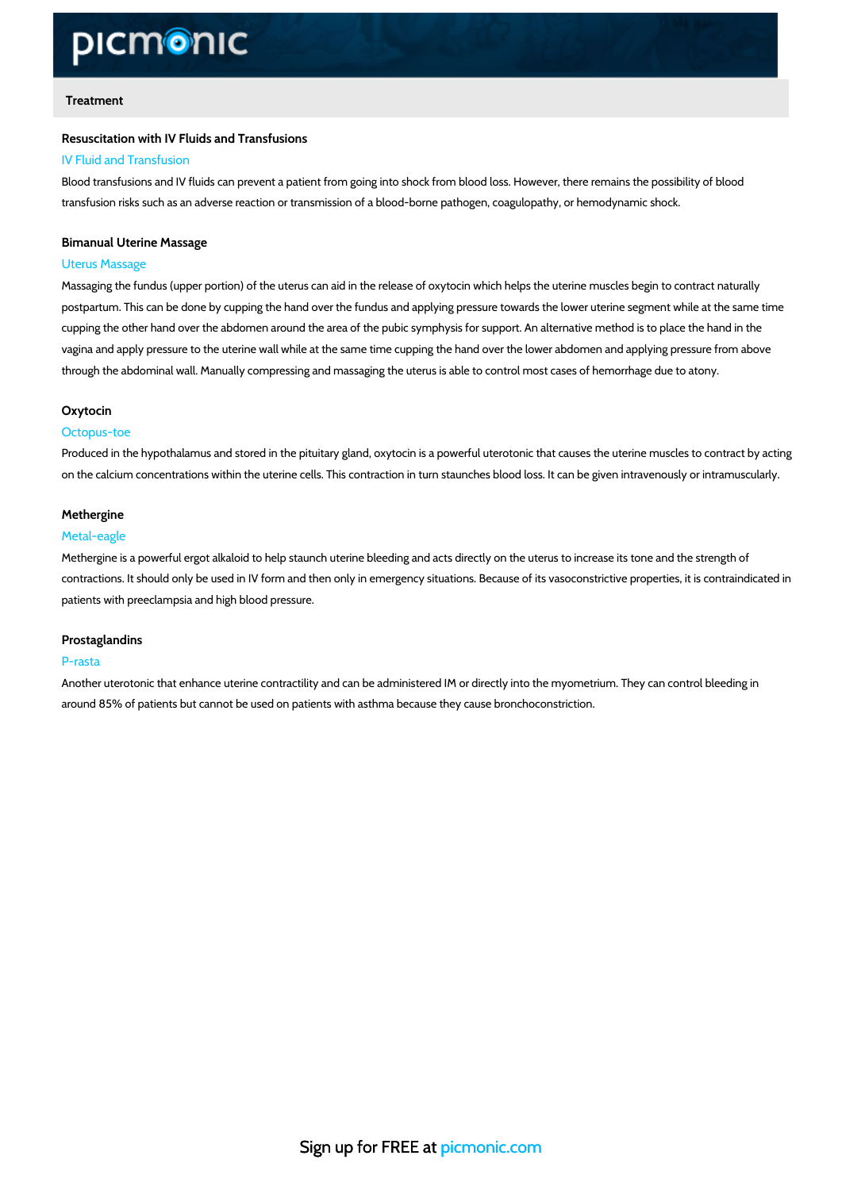## Treatment

### Resuscitation with IV Fluids and Transfusions

IV Fluid and Transfusion

Blood transfusions and IV fluids can prevent a patient from going into shock from blood loss. However, there remains the possibility of blood transfusion risks such as an adverse reaction or transmission of a blood-borne pathogen, coagulopathy, or hemodynamic shock.

### Bimanual Uterine Massage

Uterus Massage

Massaging the fundus (upper portion) of the uterus can aid in the release of oxytocin which helps the uterine muscles begin to contract naturally postpartum. This can be done by cupping the hand over the fundus and applying pressure towards the lower uterine segment while at the same time cupping the other hand over the abdomen around the area of the pubic symphysis for support. An alternative method is to place the hand in the vagina and apply pressure to the uterine wall while at the same time cupping the hand over the lower abdomen and applying pressure from above through the abdominal wall. Manually compressing and massaging the uterus is able to control most cases of hemorrhage due to atony.

### Oxytocin

Octopus-toe

Produced in the hypothalamus and stored in the pituitary gland, oxytocin is a powerful uterotonic that causes the uterine muscles to contract by acting on the calcium concentrations within the uterine cells. This contraction in turn staunches blood loss. It can be given intravenously or intramuscularly.

### Methergine

Metal-eagle

Methergine is a powerful ergot alkaloid to help staunch uterine bleeding and acts directly on the uterus to increase its tone and the strength of contractions. It should only be used in IV form and then only in emergency situations. Because of its vasoconstrictive properties, it is contraindicated in patients with preeclampsia and high blood pressure.

### Prostaglandins

P-rasta

Another uterotonic that enhance uterine contractility and can be administered IM or directly into the myometrium. They can control bleeding in around 85% of patients but cannot be used on patients with asthma because they cause bronchoconstriction.